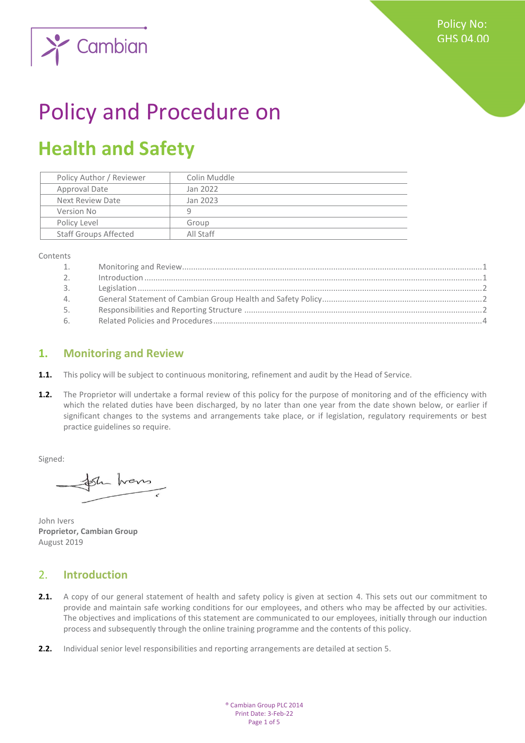Policy No: GHS 04.00

# Policy and Procedure on

# Health and Safety

| Policy Author / Reviewer | Colin Muddle |
|---|---|
| Approval Date | Jan 2022 |
| Next Review Date | Jan 2023 |
| Version No | 9 |
| Policy Level | Group |
| Staff Groups Affected | All Staff |

Contents

1. Monitoring and Review ........ 1
2. Introduction ........ 1
3. Legislation ........ 2
4. General Statement of Cambian Group Health and Safety Policy ........ 2
5. Responsibilities and Reporting Structure ........ 2
6. Related Policies and Procedures ........ 4

## 1. Monitoring and Review

**1.1.** This policy will be subject to continuous monitoring, refinement and audit by the Head of Service.

**1.2.** The Proprietor will undertake a formal review of this policy for the purpose of monitoring and of the efficiency with which the related duties have been discharged, by no later than one year from the date shown below, or earlier if significant changes to the systems and arrangements take place, or if legislation, regulatory requirements or best practice guidelines so require.

Signed:

John Ivers
**Proprietor, Cambian Group**
August 2019

## 2. Introduction

**2.1.** A copy of our general statement of health and safety policy is given at section 4. This sets out our commitment to provide and maintain safe working conditions for our employees, and others who may be affected by our activities. The objectives and implications of this statement are communicated to our employees, initially through our induction process and subsequently through the online training programme and the contents of this policy.

**2.2.** Individual senior level responsibilities and reporting arrangements are detailed at section 5.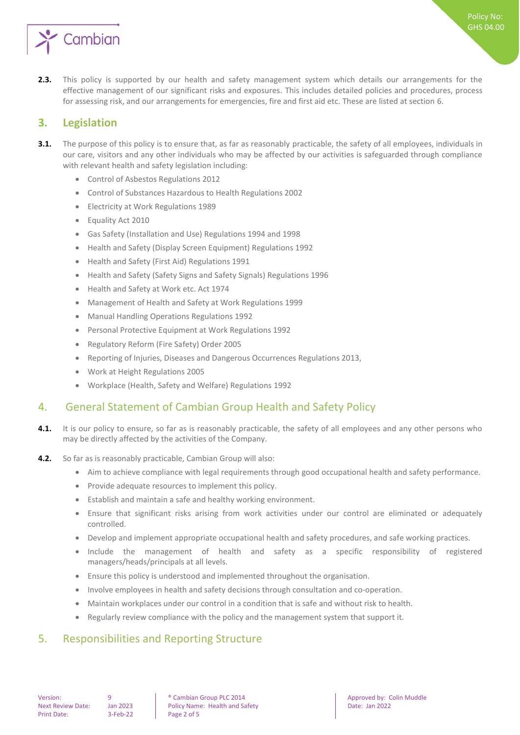**2.3.** This policy is supported by our health and safety management system which details our arrangements for the effective management of our significant risks and exposures. This includes detailed policies and procedures, process for assessing risk, and our arrangements for emergencies, fire and first aid etc. These are listed at section 6.

## 3. Legislation

**3.1.** The purpose of this policy is to ensure that, as far as reasonably practicable, the safety of all employees, individuals in our care, visitors and any other individuals who may be affected by our activities is safeguarded through compliance with relevant health and safety legislation including:

- Control of Asbestos Regulations 2012
- Control of Substances Hazardous to Health Regulations 2002
- Electricity at Work Regulations 1989
- Equality Act 2010
- Gas Safety (Installation and Use) Regulations 1994 and 1998
- Health and Safety (Display Screen Equipment) Regulations 1992
- Health and Safety (First Aid) Regulations 1991
- Health and Safety (Safety Signs and Safety Signals) Regulations 1996
- Health and Safety at Work etc. Act 1974
- Management of Health and Safety at Work Regulations 1999
- Manual Handling Operations Regulations 1992
- Personal Protective Equipment at Work Regulations 1992
- Regulatory Reform (Fire Safety) Order 2005
- Reporting of Injuries, Diseases and Dangerous Occurrences Regulations 2013,
- Work at Height Regulations 2005
- Workplace (Health, Safety and Welfare) Regulations 1992

## 4. General Statement of Cambian Group Health and Safety Policy

**4.1.** It is our policy to ensure, so far as is reasonably practicable, the safety of all employees and any other persons who may be directly affected by the activities of the Company.

**4.2.** So far as is reasonably practicable, Cambian Group will also:

- Aim to achieve compliance with legal requirements through good occupational health and safety performance.
- Provide adequate resources to implement this policy.
- Establish and maintain a safe and healthy working environment.
- Ensure that significant risks arising from work activities under our control are eliminated or adequately controlled.
- Develop and implement appropriate occupational health and safety procedures, and safe working practices.
- Include the management of health and safety as a specific responsibility of registered managers/heads/principals at all levels.
- Ensure this policy is understood and implemented throughout the organisation.
- Involve employees in health and safety decisions through consultation and co-operation.
- Maintain workplaces under our control in a condition that is safe and without risk to health.
- Regularly review compliance with the policy and the management system that support it.

## 5. Responsibilities and Reporting Structure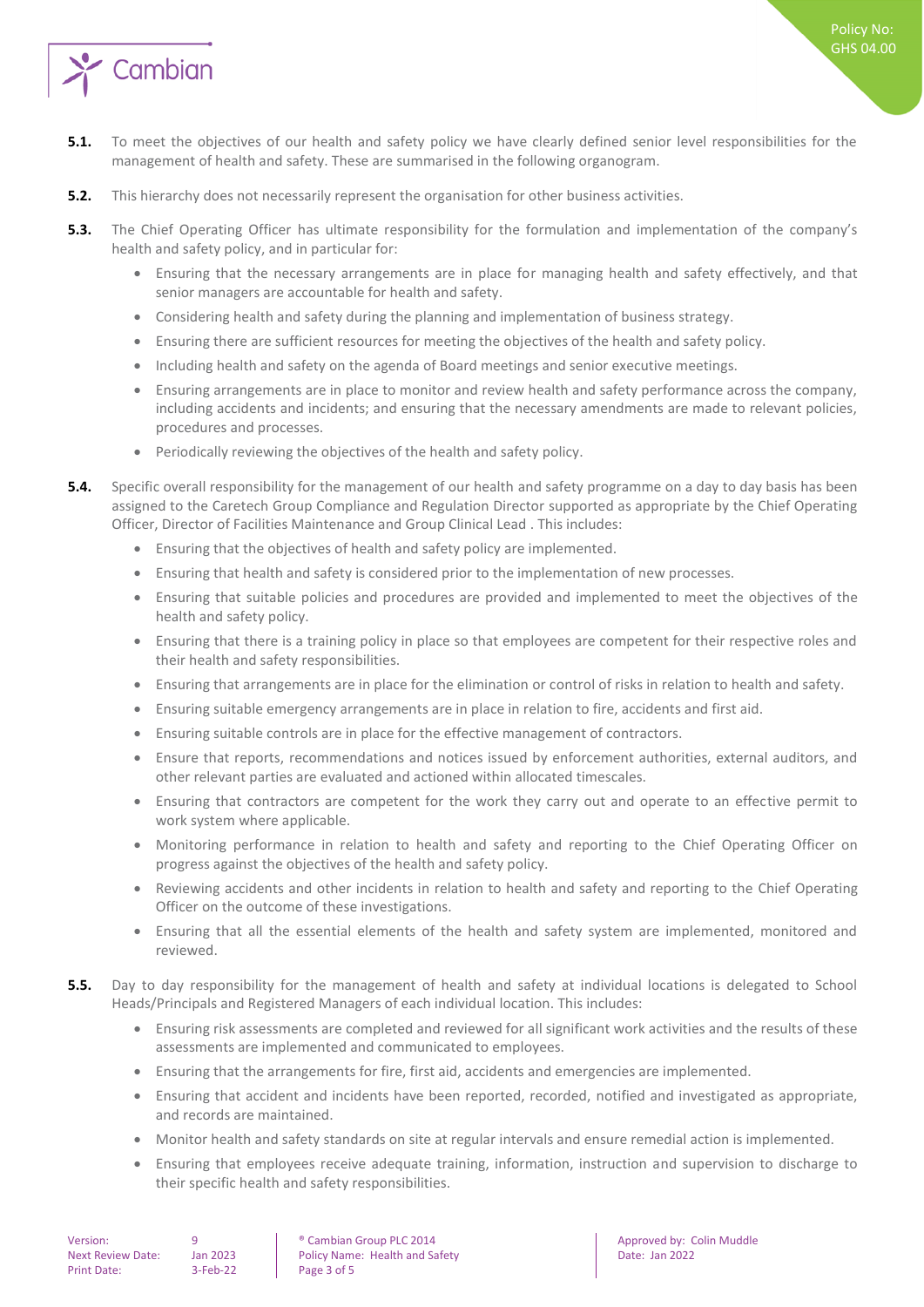**5.1.** To meet the objectives of our health and safety policy we have clearly defined senior level responsibilities for the management of health and safety. These are summarised in the following organogram.

**5.2.** This hierarchy does not necessarily represent the organisation for other business activities.

**5.3.** The Chief Operating Officer has ultimate responsibility for the formulation and implementation of the company's health and safety policy, and in particular for:

- Ensuring that the necessary arrangements are in place for managing health and safety effectively, and that senior managers are accountable for health and safety.
- Considering health and safety during the planning and implementation of business strategy.
- Ensuring there are sufficient resources for meeting the objectives of the health and safety policy.
- Including health and safety on the agenda of Board meetings and senior executive meetings.
- Ensuring arrangements are in place to monitor and review health and safety performance across the company, including accidents and incidents; and ensuring that the necessary amendments are made to relevant policies, procedures and processes.
- Periodically reviewing the objectives of the health and safety policy.

**5.4.** Specific overall responsibility for the management of our health and safety programme on a day to day basis has been assigned to the Caretech Group Compliance and Regulation Director supported as appropriate by the Chief Operating Officer, Director of Facilities Maintenance and Group Clinical Lead . This includes:

- Ensuring that the objectives of health and safety policy are implemented.
- Ensuring that health and safety is considered prior to the implementation of new processes.
- Ensuring that suitable policies and procedures are provided and implemented to meet the objectives of the health and safety policy.
- Ensuring that there is a training policy in place so that employees are competent for their respective roles and their health and safety responsibilities.
- Ensuring that arrangements are in place for the elimination or control of risks in relation to health and safety.
- Ensuring suitable emergency arrangements are in place in relation to fire, accidents and first aid.
- Ensuring suitable controls are in place for the effective management of contractors.
- Ensure that reports, recommendations and notices issued by enforcement authorities, external auditors, and other relevant parties are evaluated and actioned within allocated timescales.
- Ensuring that contractors are competent for the work they carry out and operate to an effective permit to work system where applicable.
- Monitoring performance in relation to health and safety and reporting to the Chief Operating Officer on progress against the objectives of the health and safety policy.
- Reviewing accidents and other incidents in relation to health and safety and reporting to the Chief Operating Officer on the outcome of these investigations.
- Ensuring that all the essential elements of the health and safety system are implemented, monitored and reviewed.

**5.5.** Day to day responsibility for the management of health and safety at individual locations is delegated to School Heads/Principals and Registered Managers of each individual location. This includes:

- Ensuring risk assessments are completed and reviewed for all significant work activities and the results of these assessments are implemented and communicated to employees.
- Ensuring that the arrangements for fire, first aid, accidents and emergencies are implemented.
- Ensuring that accident and incidents have been reported, recorded, notified and investigated as appropriate, and records are maintained.
- Monitor health and safety standards on site at regular intervals and ensure remedial action is implemented.
- Ensuring that employees receive adequate training, information, instruction and supervision to discharge to their specific health and safety responsibilities.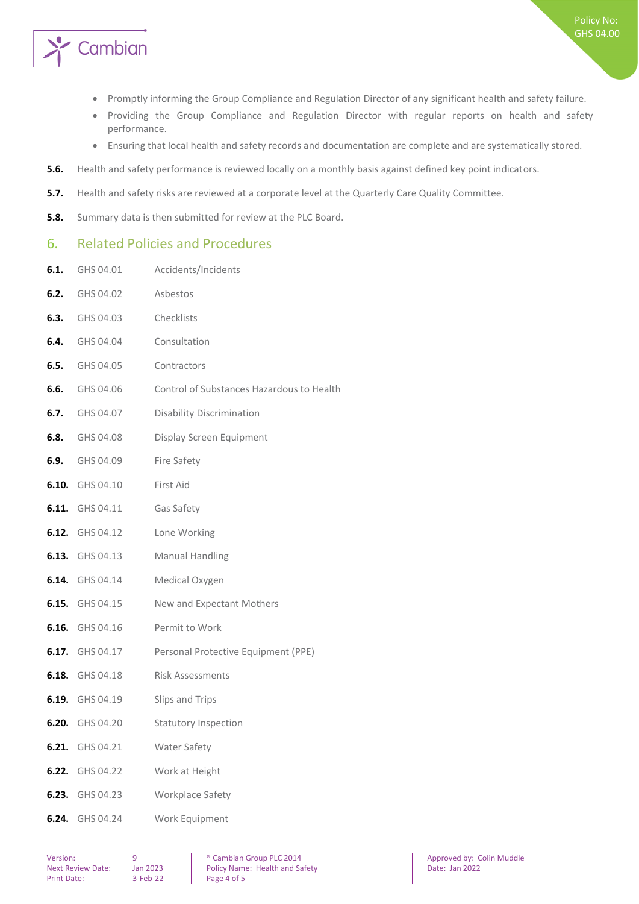- Promptly informing the Group Compliance and Regulation Director of any significant health and safety failure.
- Providing the Group Compliance and Regulation Director with regular reports on health and safety performance.
- Ensuring that local health and safety records and documentation are complete and are systematically stored.

**5.6.** Health and safety performance is reviewed locally on a monthly basis against defined key point indicators.

**5.7.** Health and safety risks are reviewed at a corporate level at the Quarterly Care Quality Committee.

**5.8.** Summary data is then submitted for review at the PLC Board.

## 6. Related Policies and Procedures

**6.1.** GHS 04.01 Accidents/Incidents

**6.2.** GHS 04.02 Asbestos

**6.3.** GHS 04.03 Checklists

**6.4.** GHS 04.04 Consultation

**6.5.** GHS 04.05 Contractors

**6.6.** GHS 04.06 Control of Substances Hazardous to Health

**6.7.** GHS 04.07 Disability Discrimination

**6.8.** GHS 04.08 Display Screen Equipment

**6.9.** GHS 04.09 Fire Safety

**6.10.** GHS 04.10 First Aid

**6.11.** GHS 04.11 Gas Safety

**6.12.** GHS 04.12 Lone Working

**6.13.** GHS 04.13 Manual Handling

**6.14.** GHS 04.14 Medical Oxygen

**6.15.** GHS 04.15 New and Expectant Mothers

**6.16.** GHS 04.16 Permit to Work

**6.17.** GHS 04.17 Personal Protective Equipment (PPE)

**6.18.** GHS 04.18 Risk Assessments

**6.19.** GHS 04.19 Slips and Trips

**6.20.** GHS 04.20 Statutory Inspection

**6.21.** GHS 04.21 Water Safety

**6.22.** GHS 04.22 Work at Height

**6.23.** GHS 04.23 Workplace Safety

**6.24.** GHS 04.24 Work Equipment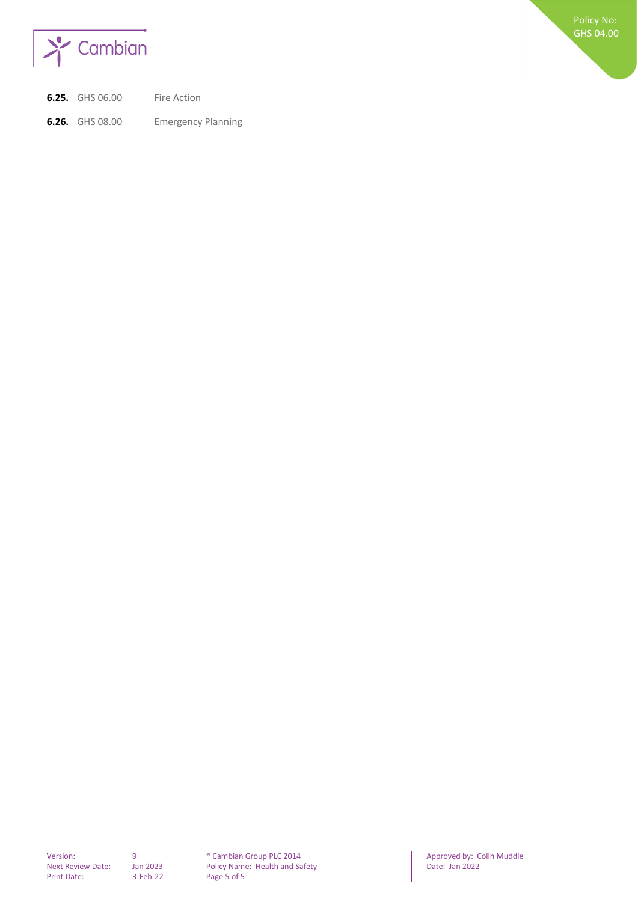**6.25.** GHS 06.00 Fire Action

**6.26.** GHS 08.00 Emergency Planning